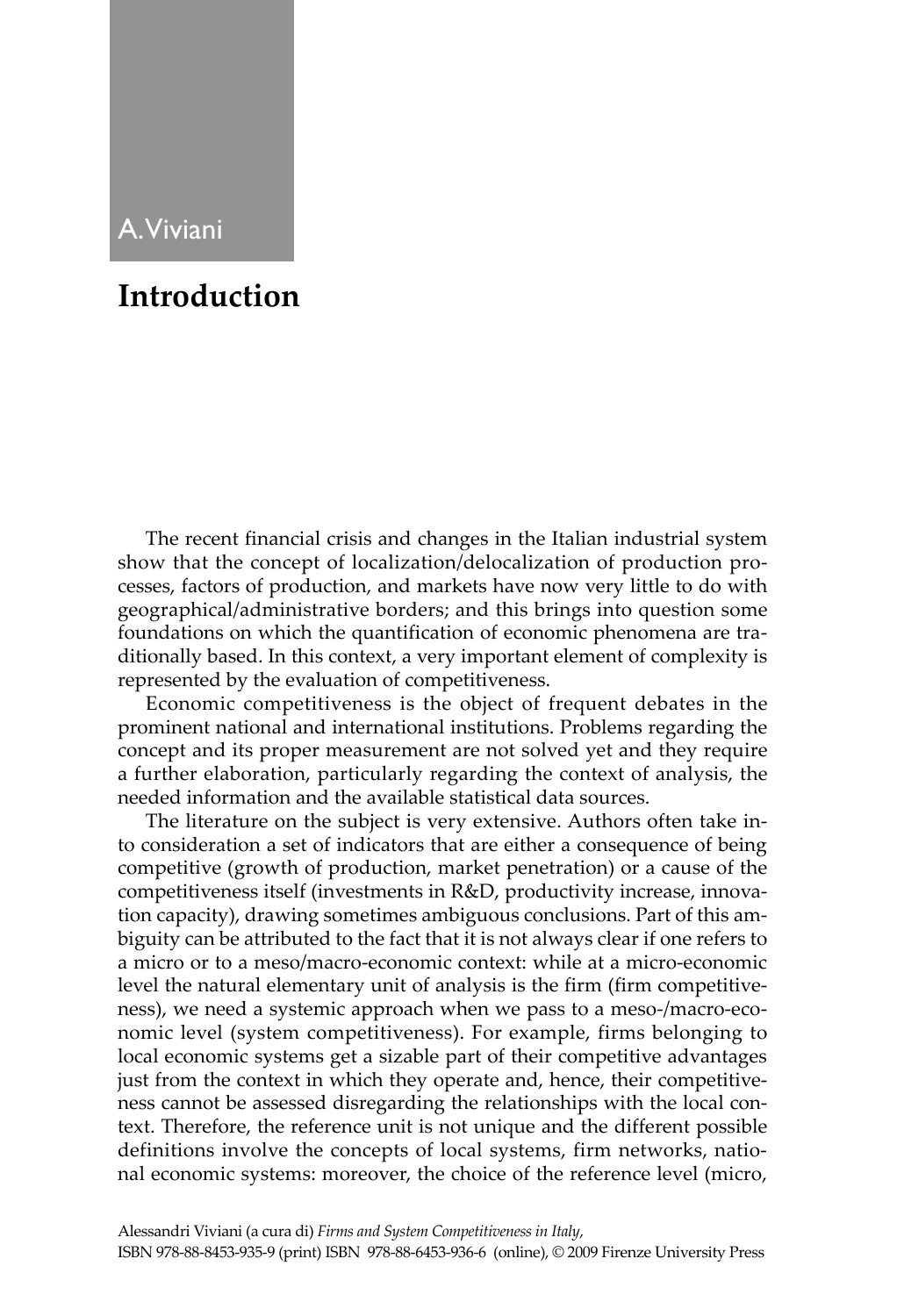A. Viviani

# Introduction

The recent financial crisis and changes in the Italian industrial system show that the concept of localization/delocalization of production processes, factors of production, and markets have now very little to do with geographical/administrative borders; and this brings into question some foundations on which the quantification of economic phenomena are traditionally based. In this context, a very important element of complexity is represented by the evaluation of competitiveness.

Economic competitiveness is the object of frequent debates in the prominent national and international institutions. Problems regarding the concept and its proper measurement are not solved yet and they require a further elaboration, particularly regarding the context of analysis, the needed information and the available statistical data sources.

The literature on the subject is very extensive. Authors often take into consideration a set of indicators that are either a consequence of being competitive (growth of production, market penetration) or a cause of the competitiveness itself (investments in R&D, productivity increase, innovation capacity), drawing sometimes ambiguous conclusions. Part of this ambiguity can be attributed to the fact that it is not always clear if one refers to a micro or to a meso/macro-economic context: while at a micro-economic level the natural elementary unit of analysis is the firm (firm competitiveness), we need a systemic approach when we pass to a meso-/macro-economic level (system competitiveness). For example, firms belonging to local economic systems get a sizable part of their competitive advantages just from the context in which they operate and, hence, their competitiveness cannot be assessed disregarding the relationships with the local context. Therefore, the reference unit is not unique and the different possible definitions involve the concepts of local systems, firm networks, national economic systems: moreover, the choice of the reference level (micro,

Alessandri Viviani (a cura di) *Firms and System Competitiveness in Italy*,
ISBN 978-88-8453-935-9 (print) ISBN 978-88-6453-936-6 (online), © 2009 Firenze University Press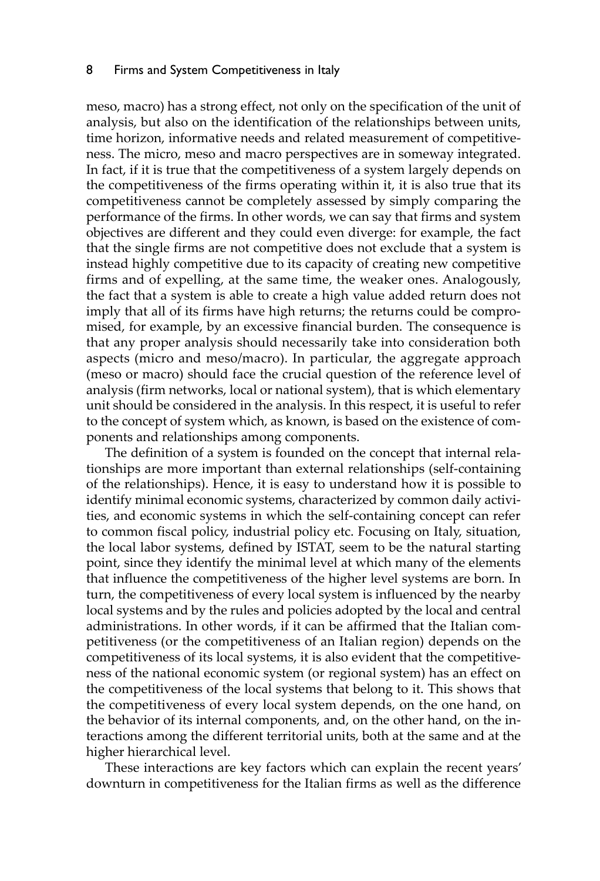meso, macro) has a strong effect, not only on the specification of the unit of analysis, but also on the identification of the relationships between units, time horizon, informative needs and related measurement of competitiveness. The micro, meso and macro perspectives are in someway integrated. In fact, if it is true that the competitiveness of a system largely depends on the competitiveness of the firms operating within it, it is also true that its competitiveness cannot be completely assessed by simply comparing the performance of the firms. In other words, we can say that firms and system objectives are different and they could even diverge: for example, the fact that the single firms are not competitive does not exclude that a system is instead highly competitive due to its capacity of creating new competitive firms and of expelling, at the same time, the weaker ones. Analogously, the fact that a system is able to create a high value added return does not imply that all of its firms have high returns; the returns could be compromised, for example, by an excessive financial burden. The consequence is that any proper analysis should necessarily take into consideration both aspects (micro and meso/macro). In particular, the aggregate approach (meso or macro) should face the crucial question of the reference level of analysis (firm networks, local or national system), that is which elementary unit should be considered in the analysis. In this respect, it is useful to refer to the concept of system which, as known, is based on the existence of components and relationships among components.

The definition of a system is founded on the concept that internal relationships are more important than external relationships (self-containing of the relationships). Hence, it is easy to understand how it is possible to identify minimal economic systems, characterized by common daily activities, and economic systems in which the self-containing concept can refer to common fiscal policy, industrial policy etc. Focusing on Italy, situation, the local labor systems, defined by ISTAT, seem to be the natural starting point, since they identify the minimal level at which many of the elements that influence the competitiveness of the higher level systems are born. In turn, the competitiveness of every local system is influenced by the nearby local systems and by the rules and policies adopted by the local and central administrations. In other words, if it can be affirmed that the Italian competitiveness (or the competitiveness of an Italian region) depends on the competitiveness of its local systems, it is also evident that the competitiveness of the national economic system (or regional system) has an effect on the competitiveness of the local systems that belong to it. This shows that the competitiveness of every local system depends, on the one hand, on the behavior of its internal components, and, on the other hand, on the interactions among the different territorial units, both at the same and at the higher hierarchical level.

These interactions are key factors which can explain the recent years' downturn in competitiveness for the Italian firms as well as the difference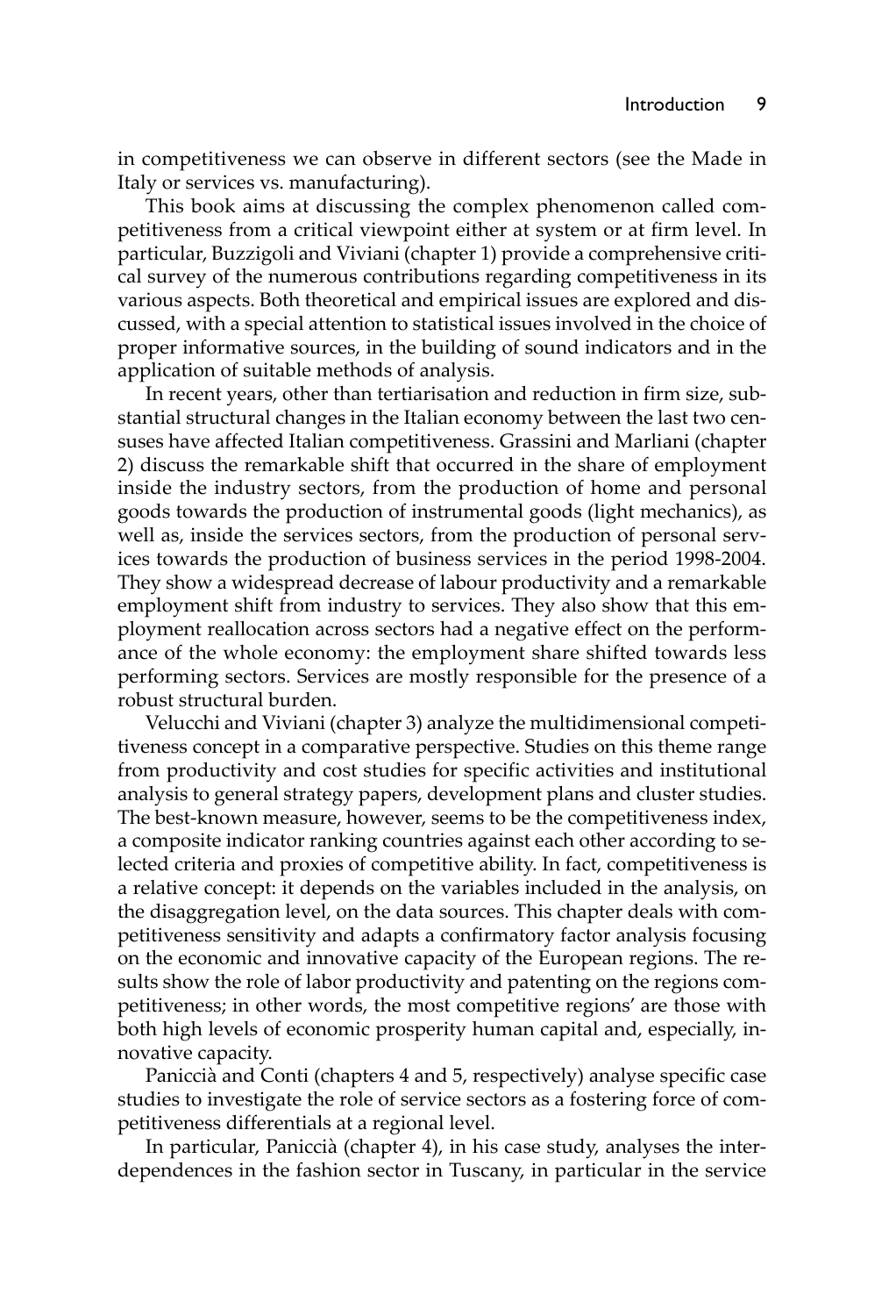in competitiveness we can observe in different sectors (see the Made in Italy or services vs. manufacturing).

This book aims at discussing the complex phenomenon called competitiveness from a critical viewpoint either at system or at firm level. In particular, Buzzigoli and Viviani (chapter 1) provide a comprehensive critical survey of the numerous contributions regarding competitiveness in its various aspects. Both theoretical and empirical issues are explored and discussed, with a special attention to statistical issues involved in the choice of proper informative sources, in the building of sound indicators and in the application of suitable methods of analysis.

In recent years, other than tertiarisation and reduction in firm size, substantial structural changes in the Italian economy between the last two censuses have affected Italian competitiveness. Grassini and Marliani (chapter 2) discuss the remarkable shift that occurred in the share of employment inside the industry sectors, from the production of home and personal goods towards the production of instrumental goods (light mechanics), as well as, inside the services sectors, from the production of personal services towards the production of business services in the period 1998-2004. They show a widespread decrease of labour productivity and a remarkable employment shift from industry to services. They also show that this employment reallocation across sectors had a negative effect on the performance of the whole economy: the employment share shifted towards less performing sectors. Services are mostly responsible for the presence of a robust structural burden.

Velucchi and Viviani (chapter 3) analyze the multidimensional competitiveness concept in a comparative perspective. Studies on this theme range from productivity and cost studies for specific activities and institutional analysis to general strategy papers, development plans and cluster studies. The best-known measure, however, seems to be the competitiveness index, a composite indicator ranking countries against each other according to selected criteria and proxies of competitive ability. In fact, competitiveness is a relative concept: it depends on the variables included in the analysis, on the disaggregation level, on the data sources. This chapter deals with competitiveness sensitivity and adapts a confirmatory factor analysis focusing on the economic and innovative capacity of the European regions. The results show the role of labor productivity and patenting on the regions competitiveness; in other words, the most competitive regions' are those with both high levels of economic prosperity human capital and, especially, innovative capacity.

Paniccià and Conti (chapters 4 and 5, respectively) analyse specific case studies to investigate the role of service sectors as a fostering force of competitiveness differentials at a regional level.

In particular, Paniccià (chapter 4), in his case study, analyses the interdependences in the fashion sector in Tuscany, in particular in the service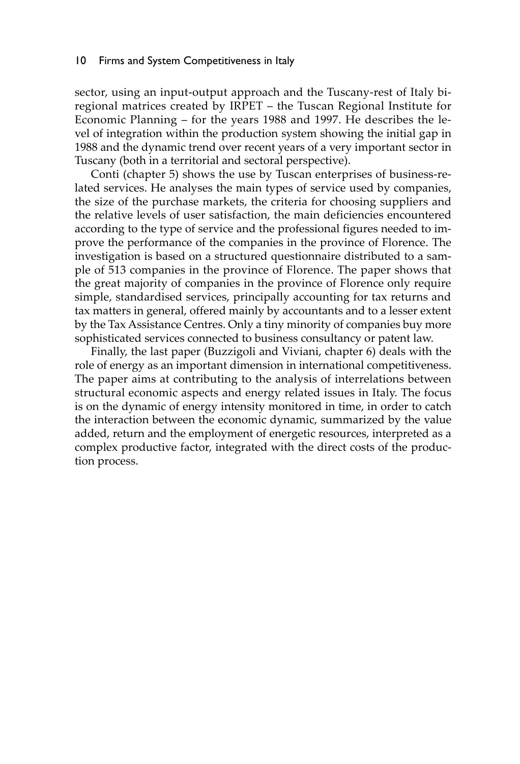sector, using an input-output approach and the Tuscany-rest of Italy bi-regional matrices created by IRPET – the Tuscan Regional Institute for Economic Planning – for the years 1988 and 1997. He describes the level of integration within the production system showing the initial gap in 1988 and the dynamic trend over recent years of a very important sector in Tuscany (both in a territorial and sectoral perspective).

Conti (chapter 5) shows the use by Tuscan enterprises of business-related services. He analyses the main types of service used by companies, the size of the purchase markets, the criteria for choosing suppliers and the relative levels of user satisfaction, the main deficiencies encountered according to the type of service and the professional figures needed to improve the performance of the companies in the province of Florence. The investigation is based on a structured questionnaire distributed to a sample of 513 companies in the province of Florence. The paper shows that the great majority of companies in the province of Florence only require simple, standardised services, principally accounting for tax returns and tax matters in general, offered mainly by accountants and to a lesser extent by the Tax Assistance Centres. Only a tiny minority of companies buy more sophisticated services connected to business consultancy or patent law.

Finally, the last paper (Buzzigoli and Viviani, chapter 6) deals with the role of energy as an important dimension in international competitiveness. The paper aims at contributing to the analysis of interrelations between structural economic aspects and energy related issues in Italy. The focus is on the dynamic of energy intensity monitored in time, in order to catch the interaction between the economic dynamic, summarized by the value added, return and the employment of energetic resources, interpreted as a complex productive factor, integrated with the direct costs of the production process.